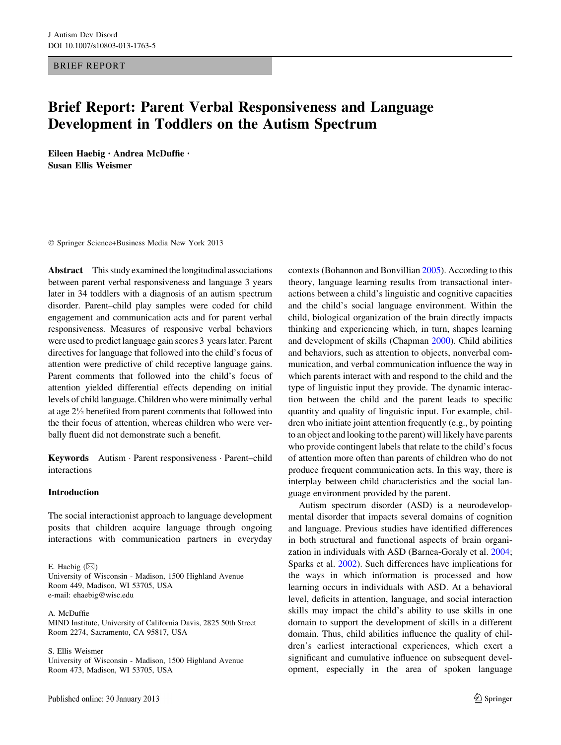BRIEF REPORT

# Brief Report: Parent Verbal Responsiveness and Language Development in Toddlers on the Autism Spectrum

**Eileen Haebig · Andrea McDuffie · Susan Ellis Weismer**

© Springer Science+Business Media New York 2013

**Abstract** This study examined the longitudinal associations between parent verbal responsiveness and language 3 years later in 34 toddlers with a diagnosis of an autism spectrum disorder. Parent–child play samples were coded for child engagement and communication acts and for parent verbal responsiveness. Measures of responsive verbal behaviors were used to predict language gain scores 3 years later. Parent directives for language that followed into the child's focus of attention were predictive of child receptive language gains. Parent comments that followed into the child's focus of attention yielded differential effects depending on initial levels of child language. Children who were minimally verbal at age 2½ benefited from parent comments that followed into the their focus of attention, whereas children who were verbally fluent did not demonstrate such a benefit.

**Keywords** Autism · Parent responsiveness · Parent–child interactions

## Introduction

The social interactionist approach to language development posits that children acquire language through ongoing interactions with communication partners in everyday contexts (Bohannon and Bonvillian 2005). According to this theory, language learning results from transactional interactions between a child's linguistic and cognitive capacities and the child's social language environment. Within the child, biological organization of the brain directly impacts thinking and experiencing which, in turn, shapes learning and development of skills (Chapman 2000). Child abilities and behaviors, such as attention to objects, nonverbal communication, and verbal communication influence the way in which parents interact with and respond to the child and the type of linguistic input they provide. The dynamic interaction between the child and the parent leads to specific quantity and quality of linguistic input. For example, children who initiate joint attention frequently (e.g., by pointing to an object and looking to the parent) will likely have parents who provide contingent labels that relate to the child's focus of attention more often than parents of children who do not produce frequent communication acts. In this way, there is interplay between child characteristics and the social language environment provided by the parent.

Autism spectrum disorder (ASD) is a neurodevelopmental disorder that impacts several domains of cognition and language. Previous studies have identified differences in both structural and functional aspects of brain organization in individuals with ASD (Barnea-Goraly et al. 2004; Sparks et al. 2002). Such differences have implications for the ways in which information is processed and how learning occurs in individuals with ASD. At a behavioral level, deficits in attention, language, and social interaction skills may impact the child's ability to use skills in one domain to support the development of skills in a different domain. Thus, child abilities influence the quality of children's earliest interactional experiences, which exert a significant and cumulative influence on subsequent development, especially in the area of spoken language

E. Haebig (✉)
University of Wisconsin - Madison, 1500 Highland Avenue Room 449, Madison, WI 53705, USA
e-mail: ehaebig@wisc.edu

A. McDuffie
MIND Institute, University of California Davis, 2825 50th Street Room 2274, Sacramento, CA 95817, USA

S. Ellis Weismer
University of Wisconsin - Madison, 1500 Highland Avenue Room 473, Madison, WI 53705, USA

Published online: 30 January 2013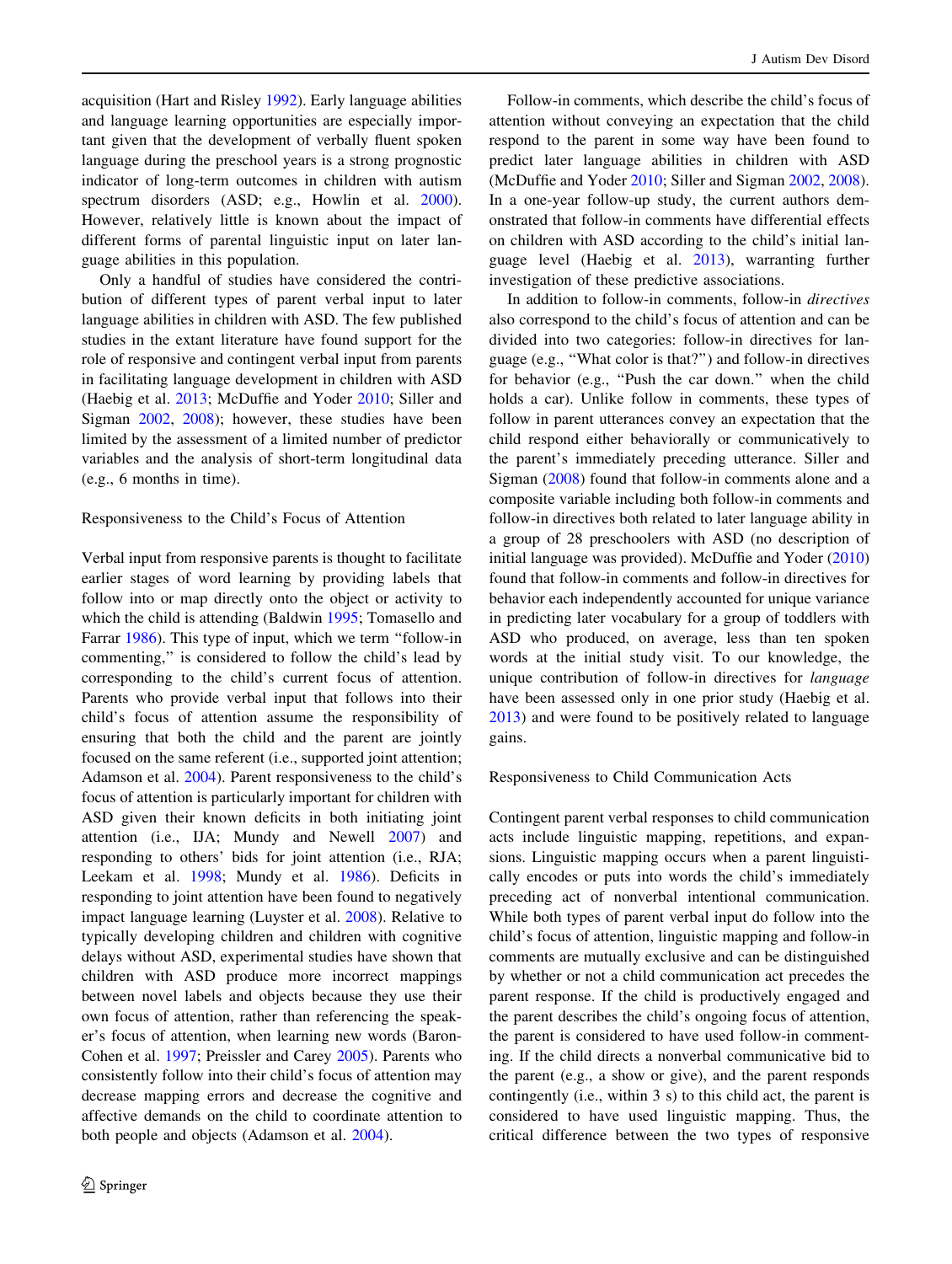acquisition (Hart and Risley 1992). Early language abilities and language learning opportunities are especially important given that the development of verbally fluent spoken language during the preschool years is a strong prognostic indicator of long-term outcomes in children with autism spectrum disorders (ASD; e.g., Howlin et al. 2000). However, relatively little is known about the impact of different forms of parental linguistic input on later language abilities in this population.

Only a handful of studies have considered the contribution of different types of parent verbal input to later language abilities in children with ASD. The few published studies in the extant literature have found support for the role of responsive and contingent verbal input from parents in facilitating language development in children with ASD (Haebig et al. 2013; McDuffie and Yoder 2010; Siller and Sigman 2002, 2008); however, these studies have been limited by the assessment of a limited number of predictor variables and the analysis of short-term longitudinal data (e.g., 6 months in time).

## Responsiveness to the Child's Focus of Attention

Verbal input from responsive parents is thought to facilitate earlier stages of word learning by providing labels that follow into or map directly onto the object or activity to which the child is attending (Baldwin 1995; Tomasello and Farrar 1986). This type of input, which we term "follow-in commenting," is considered to follow the child's lead by corresponding to the child's current focus of attention. Parents who provide verbal input that follows into their child's focus of attention assume the responsibility of ensuring that both the child and the parent are jointly focused on the same referent (i.e., supported joint attention; Adamson et al. 2004). Parent responsiveness to the child's focus of attention is particularly important for children with ASD given their known deficits in both initiating joint attention (i.e., IJA; Mundy and Newell 2007) and responding to others' bids for joint attention (i.e., RJA; Leekam et al. 1998; Mundy et al. 1986). Deficits in responding to joint attention have been found to negatively impact language learning (Luyster et al. 2008). Relative to typically developing children and children with cognitive delays without ASD, experimental studies have shown that children with ASD produce more incorrect mappings between novel labels and objects because they use their own focus of attention, rather than referencing the speaker's focus of attention, when learning new words (Baron-Cohen et al. 1997; Preissler and Carey 2005). Parents who consistently follow into their child's focus of attention may decrease mapping errors and decrease the cognitive and affective demands on the child to coordinate attention to both people and objects (Adamson et al. 2004).

Follow-in comments, which describe the child's focus of attention without conveying an expectation that the child respond to the parent in some way have been found to predict later language abilities in children with ASD (McDuffie and Yoder 2010; Siller and Sigman 2002, 2008). In a one-year follow-up study, the current authors demonstrated that follow-in comments have differential effects on children with ASD according to the child's initial language level (Haebig et al. 2013), warranting further investigation of these predictive associations.

In addition to follow-in comments, follow-in *directives* also correspond to the child's focus of attention and can be divided into two categories: follow-in directives for language (e.g., "What color is that?") and follow-in directives for behavior (e.g., "Push the car down." when the child holds a car). Unlike follow in comments, these types of follow in parent utterances convey an expectation that the child respond either behaviorally or communicatively to the parent's immediately preceding utterance. Siller and Sigman (2008) found that follow-in comments alone and a composite variable including both follow-in comments and follow-in directives both related to later language ability in a group of 28 preschoolers with ASD (no description of initial language was provided). McDuffie and Yoder (2010) found that follow-in comments and follow-in directives for behavior each independently accounted for unique variance in predicting later vocabulary for a group of toddlers with ASD who produced, on average, less than ten spoken words at the initial study visit. To our knowledge, the unique contribution of follow-in directives for *language* have been assessed only in one prior study (Haebig et al. 2013) and were found to be positively related to language gains.

## Responsiveness to Child Communication Acts

Contingent parent verbal responses to child communication acts include linguistic mapping, repetitions, and expansions. Linguistic mapping occurs when a parent linguistically encodes or puts into words the child's immediately preceding act of nonverbal intentional communication. While both types of parent verbal input do follow into the child's focus of attention, linguistic mapping and follow-in comments are mutually exclusive and can be distinguished by whether or not a child communication act precedes the parent response. If the child is productively engaged and the parent describes the child's ongoing focus of attention, the parent is considered to have used follow-in commenting. If the child directs a nonverbal communicative bid to the parent (e.g., a show or give), and the parent responds contingently (i.e., within 3 s) to this child act, the parent is considered to have used linguistic mapping. Thus, the critical difference between the two types of responsive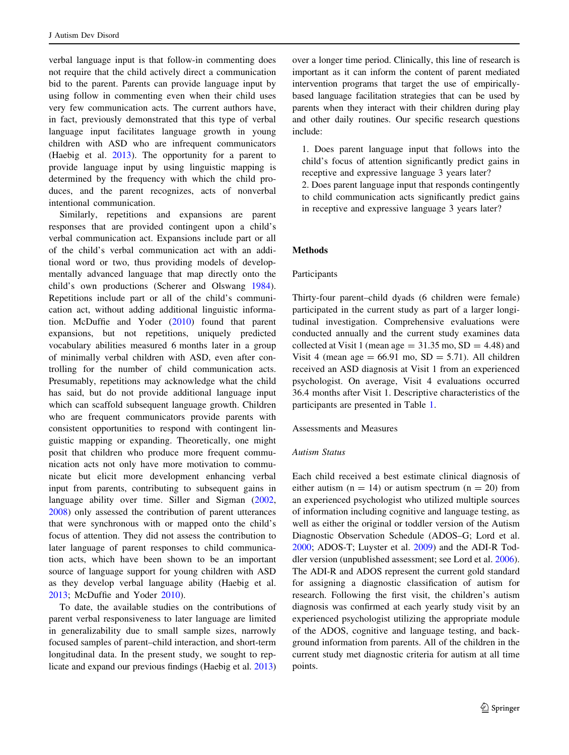verbal language input is that follow-in commenting does not require that the child actively direct a communication bid to the parent. Parents can provide language input by using follow in commenting even when their child uses very few communication acts. The current authors have, in fact, previously demonstrated that this type of verbal language input facilitates language growth in young children with ASD who are infrequent communicators (Haebig et al. 2013). The opportunity for a parent to provide language input by using linguistic mapping is determined by the frequency with which the child produces, and the parent recognizes, acts of nonverbal intentional communication.

Similarly, repetitions and expansions are parent responses that are provided contingent upon a child's verbal communication act. Expansions include part or all of the child's verbal communication act with an additional word or two, thus providing models of developmentally advanced language that map directly onto the child's own productions (Scherer and Olswang 1984). Repetitions include part or all of the child's communication act, without adding additional linguistic information. McDuffie and Yoder (2010) found that parent expansions, but not repetitions, uniquely predicted vocabulary abilities measured 6 months later in a group of minimally verbal children with ASD, even after controlling for the number of child communication acts. Presumably, repetitions may acknowledge what the child has said, but do not provide additional language input which can scaffold subsequent language growth. Children who are frequent communicators provide parents with consistent opportunities to respond with contingent linguistic mapping or expanding. Theoretically, one might posit that children who produce more frequent communication acts not only have more motivation to communicate but elicit more development enhancing verbal input from parents, contributing to subsequent gains in language ability over time. Siller and Sigman (2002, 2008) only assessed the contribution of parent utterances that were synchronous with or mapped onto the child's focus of attention. They did not assess the contribution to later language of parent responses to child communication acts, which have been shown to be an important source of language support for young children with ASD as they develop verbal language ability (Haebig et al. 2013; McDuffie and Yoder 2010).

To date, the available studies on the contributions of parent verbal responsiveness to later language are limited in generalizability due to small sample sizes, narrowly focused samples of parent–child interaction, and short-term longitudinal data. In the present study, we sought to replicate and expand our previous findings (Haebig et al. 2013) over a longer time period. Clinically, this line of research is important as it can inform the content of parent mediated intervention programs that target the use of empirically-based language facilitation strategies that can be used by parents when they interact with their children during play and other daily routines. Our specific research questions include:

1. Does parent language input that follows into the child's focus of attention significantly predict gains in receptive and expressive language 3 years later?
2. Does parent language input that responds contingently to child communication acts significantly predict gains in receptive and expressive language 3 years later?

## Methods

### Participants

Thirty-four parent–child dyads (6 children were female) participated in the current study as part of a larger longitudinal investigation. Comprehensive evaluations were conducted annually and the current study examines data collected at Visit 1 (mean age = 31.35 mo, SD = 4.48) and Visit 4 (mean age = 66.91 mo, SD = 5.71). All children received an ASD diagnosis at Visit 1 from an experienced psychologist. On average, Visit 4 evaluations occurred 36.4 months after Visit 1. Descriptive characteristics of the participants are presented in Table 1.

### Assessments and Measures

#### *Autism Status*

Each child received a best estimate clinical diagnosis of either autism (n = 14) or autism spectrum (n = 20) from an experienced psychologist who utilized multiple sources of information including cognitive and language testing, as well as either the original or toddler version of the Autism Diagnostic Observation Schedule (ADOS–G; Lord et al. 2000; ADOS-T; Luyster et al. 2009) and the ADI-R Toddler version (unpublished assessment; see Lord et al. 2006). The ADI-R and ADOS represent the current gold standard for assigning a diagnostic classification of autism for research. Following the first visit, the children's autism diagnosis was confirmed at each yearly study visit by an experienced psychologist utilizing the appropriate module of the ADOS, cognitive and language testing, and background information from parents. All of the children in the current study met diagnostic criteria for autism at all time points.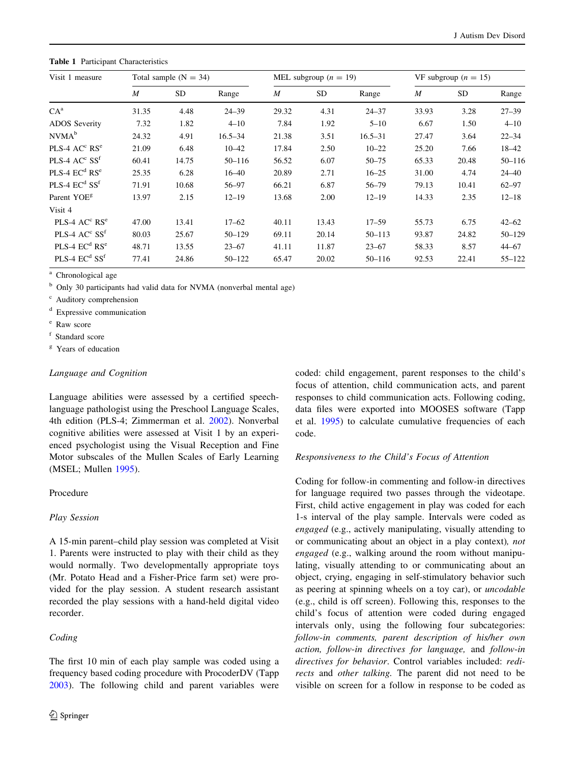**Table 1** Participant Characteristics

| Visit 1 measure | Total sample (N = 34) | | | MEL subgroup (*n* = 19) | | | VF subgroup (*n* = 15) | | |
|---|---|---|---|---|---|---|---|---|---|
| | *M* | SD | Range | *M* | SD | Range | *M* | SD | Range |
| CA[a] | 31.35 | 4.48 | 24–39 | 29.32 | 4.31 | 24–37 | 33.93 | 3.28 | 27–39 |
| ADOS Severity | 7.32 | 1.82 | 4–10 | 7.84 | 1.92 | 5–10 | 6.67 | 1.50 | 4–10 |
| NVMA[b] | 24.32 | 4.91 | 16.5–34 | 21.38 | 3.51 | 16.5–31 | 27.47 | 3.64 | 22–34 |
| PLS-4 AC[c] RS[e] | 21.09 | 6.48 | 10–42 | 17.84 | 2.50 | 10–22 | 25.20 | 7.66 | 18–42 |
| PLS-4 AC[c] SS[f] | 60.41 | 14.75 | 50–116 | 56.52 | 6.07 | 50–75 | 65.33 | 20.48 | 50–116 |
| PLS-4 EC[d] RS[e] | 25.35 | 6.28 | 16–40 | 20.89 | 2.71 | 16–25 | 31.00 | 4.74 | 24–40 |
| PLS-4 EC[d] SS[f] | 71.91 | 10.68 | 56–97 | 66.21 | 6.87 | 56–79 | 79.13 | 10.41 | 62–97 |
| Parent YOE[g] | 13.97 | 2.15 | 12–19 | 13.68 | 2.00 | 12–19 | 14.33 | 2.35 | 12–18 |
| Visit 4 | | | | | | | | | |
| PLS-4 AC[c] RS[e] | 47.00 | 13.41 | 17–62 | 40.11 | 13.43 | 17–59 | 55.73 | 6.75 | 42–62 |
| PLS-4 AC[c] SS[f] | 80.03 | 25.67 | 50–129 | 69.11 | 20.14 | 50–113 | 93.87 | 24.82 | 50–129 |
| PLS-4 EC[d] RS[e] | 48.71 | 13.55 | 23–67 | 41.11 | 11.87 | 23–67 | 58.33 | 8.57 | 44–67 |
| PLS-4 EC[d] SS[f] | 77.41 | 24.86 | 50–122 | 65.47 | 20.02 | 50–116 | 92.53 | 22.41 | 55–122 |

[a] Chronological age

[b] Only 30 participants had valid data for NVMA (nonverbal mental age)

[c] Auditory comprehension

[d] Expressive communication

[e] Raw score

[f] Standard score

[g] Years of education

### *Language and Cognition*

Language abilities were assessed by a certified speech-language pathologist using the Preschool Language Scales, 4th edition (PLS-4; Zimmerman et al. 2002). Nonverbal cognitive abilities were assessed at Visit 1 by an experienced psychologist using the Visual Reception and Fine Motor subscales of the Mullen Scales of Early Learning (MSEL; Mullen 1995).

## Procedure

### *Play Session*

A 15-min parent–child play session was completed at Visit 1. Parents were instructed to play with their child as they would normally. Two developmentally appropriate toys (Mr. Potato Head and a Fisher-Price farm set) were provided for the play session. A student research assistant recorded the play sessions with a hand-held digital video recorder.

### *Coding*

The first 10 min of each play sample was coded using a frequency based coding procedure with ProcoderDV (Tapp 2003). The following child and parent variables were coded: child engagement, parent responses to the child's focus of attention, child communication acts, and parent responses to child communication acts. Following coding, data files were exported into MOOSES software (Tapp et al. 1995) to calculate cumulative frequencies of each code.

### *Responsiveness to the Child's Focus of Attention*

Coding for follow-in commenting and follow-in directives for language required two passes through the videotape. First, child active engagement in play was coded for each 1-s interval of the play sample. Intervals were coded as *engaged* (e.g., actively manipulating, visually attending to or communicating about an object in a play context)*, not engaged* (e.g., walking around the room without manipulating, visually attending to or communicating about an object, crying, engaging in self-stimulatory behavior such as peering at spinning wheels on a toy car), or *uncodable* (e.g., child is off screen). Following this, responses to the child's focus of attention were coded during engaged intervals only, using the following four subcategories: *follow-in comments, parent description of his/her own action, follow-in directives for language,* and *follow-in directives for behavior*. Control variables included: *redirects* and *other talking.* The parent did not need to be visible on screen for a follow in response to be coded as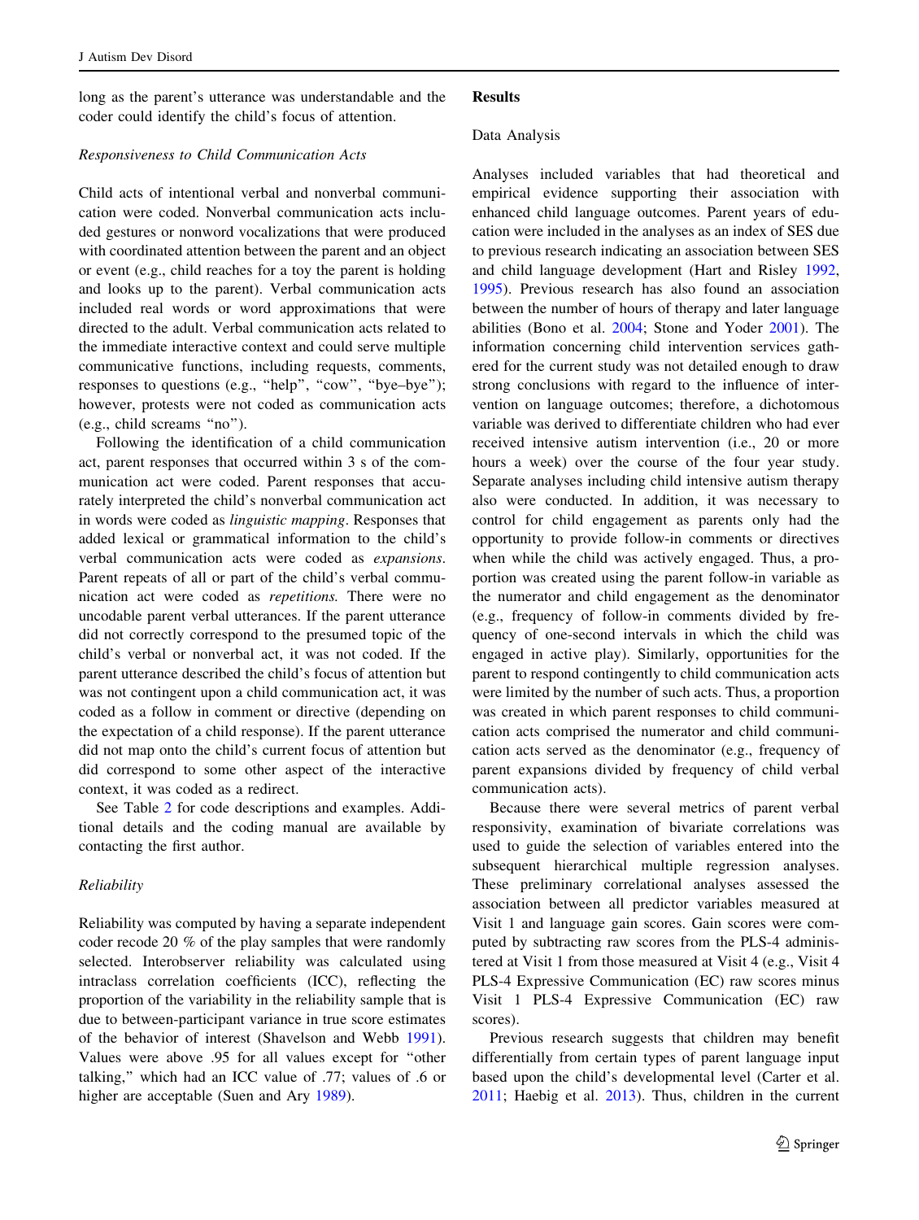long as the parent's utterance was understandable and the coder could identify the child's focus of attention.

*Responsiveness to Child Communication Acts*

Child acts of intentional verbal and nonverbal communication were coded. Nonverbal communication acts included gestures or nonword vocalizations that were produced with coordinated attention between the parent and an object or event (e.g., child reaches for a toy the parent is holding and looks up to the parent). Verbal communication acts included real words or word approximations that were directed to the adult. Verbal communication acts related to the immediate interactive context and could serve multiple communicative functions, including requests, comments, responses to questions (e.g., "help", "cow", "bye–bye"); however, protests were not coded as communication acts (e.g., child screams "no").

Following the identification of a child communication act, parent responses that occurred within 3 s of the communication act were coded. Parent responses that accurately interpreted the child's nonverbal communication act in words were coded as *linguistic mapping*. Responses that added lexical or grammatical information to the child's verbal communication acts were coded as *expansions*. Parent repeats of all or part of the child's verbal communication act were coded as *repetitions.* There were no uncodable parent verbal utterances. If the parent utterance did not correctly correspond to the presumed topic of the child's verbal or nonverbal act, it was not coded. If the parent utterance described the child's focus of attention but was not contingent upon a child communication act, it was coded as a follow in comment or directive (depending on the expectation of a child response). If the parent utterance did not map onto the child's current focus of attention but did correspond to some other aspect of the interactive context, it was coded as a redirect.

See Table 2 for code descriptions and examples. Additional details and the coding manual are available by contacting the first author.

*Reliability*

Reliability was computed by having a separate independent coder recode 20 % of the play samples that were randomly selected. Interobserver reliability was calculated using intraclass correlation coefficients (ICC), reflecting the proportion of the variability in the reliability sample that is due to between-participant variance in true score estimates of the behavior of interest (Shavelson and Webb 1991). Values were above .95 for all values except for "other talking," which had an ICC value of .77; values of .6 or higher are acceptable (Suen and Ary 1989).

## Results

### Data Analysis

Analyses included variables that had theoretical and empirical evidence supporting their association with enhanced child language outcomes. Parent years of education were included in the analyses as an index of SES due to previous research indicating an association between SES and child language development (Hart and Risley 1992, 1995). Previous research has also found an association between the number of hours of therapy and later language abilities (Bono et al. 2004; Stone and Yoder 2001). The information concerning child intervention services gathered for the current study was not detailed enough to draw strong conclusions with regard to the influence of intervention on language outcomes; therefore, a dichotomous variable was derived to differentiate children who had ever received intensive autism intervention (i.e., 20 or more hours a week) over the course of the four year study. Separate analyses including child intensive autism therapy also were conducted. In addition, it was necessary to control for child engagement as parents only had the opportunity to provide follow-in comments or directives when while the child was actively engaged. Thus, a proportion was created using the parent follow-in variable as the numerator and child engagement as the denominator (e.g., frequency of follow-in comments divided by frequency of one-second intervals in which the child was engaged in active play). Similarly, opportunities for the parent to respond contingently to child communication acts were limited by the number of such acts. Thus, a proportion was created in which parent responses to child communication acts comprised the numerator and child communication acts served as the denominator (e.g., frequency of parent expansions divided by frequency of child verbal communication acts).

Because there were several metrics of parent verbal responsivity, examination of bivariate correlations was used to guide the selection of variables entered into the subsequent hierarchical multiple regression analyses. These preliminary correlational analyses assessed the association between all predictor variables measured at Visit 1 and language gain scores. Gain scores were computed by subtracting raw scores from the PLS-4 administered at Visit 1 from those measured at Visit 4 (e.g., Visit 4 PLS-4 Expressive Communication (EC) raw scores minus Visit 1 PLS-4 Expressive Communication (EC) raw scores).

Previous research suggests that children may benefit differentially from certain types of parent language input based upon the child's developmental level (Carter et al. 2011; Haebig et al. 2013). Thus, children in the current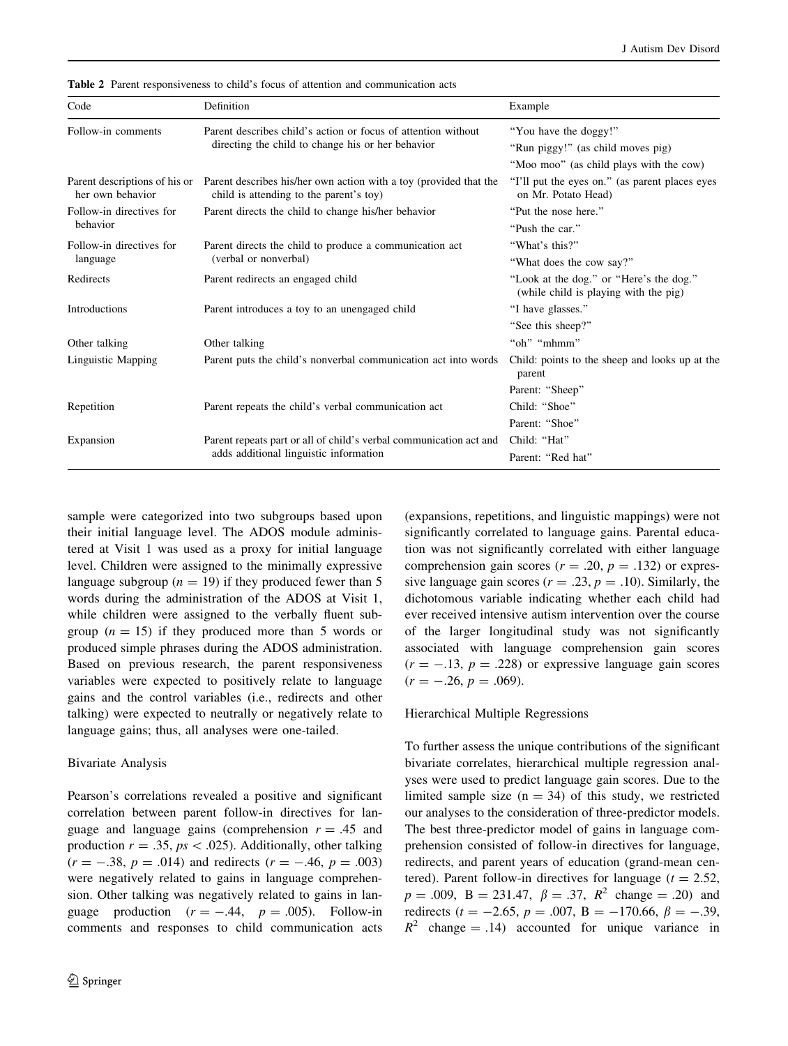**Table 2** Parent responsiveness to child's focus of attention and communication acts

| Code | Definition | Example |
|---|---|---|
| Follow-in comments | Parent describes child's action or focus of attention without directing the child to change his or her behavior | "You have the doggy!" |
| | | "Run piggy!" (as child moves pig) |
| | | "Moo moo" (as child plays with the cow) |
| Parent descriptions of his or her own behavior | Parent describes his/her own action with a toy (provided that the child is attending to the parent's toy) | "I'll put the eyes on." (as parent places eyes on Mr. Potato Head) |
| Follow-in directives for behavior | Parent directs the child to change his/her behavior | "Put the nose here." |
| | | "Push the car." |
| Follow-in directives for language | Parent directs the child to produce a communication act (verbal or nonverbal) | "What's this?" |
| | | "What does the cow say?" |
| Redirects | Parent redirects an engaged child | "Look at the dog." or "Here's the dog." (while child is playing with the pig) |
| Introductions | Parent introduces a toy to an unengaged child | "I have glasses." |
| | | "See this sheep?" |
| Other talking | Other talking | "oh" "mhmm" |
| Linguistic Mapping | Parent puts the child's nonverbal communication act into words | Child: points to the sheep and looks up at the parent |
| | | Parent: "Sheep" |
| Repetition | Parent repeats the child's verbal communication act | Child: "Shoe" |
| | | Parent: "Shoe" |
| Expansion | Parent repeats part or all of child's verbal communication act and adds additional linguistic information | Child: "Hat" |
| | | Parent: "Red hat" |

sample were categorized into two subgroups based upon their initial language level. The ADOS module administered at Visit 1 was used as a proxy for initial language level. Children were assigned to the minimally expressive language subgroup ($n = 19$) if they produced fewer than 5 words during the administration of the ADOS at Visit 1, while children were assigned to the verbally fluent subgroup ($n = 15$) if they produced more than 5 words or produced simple phrases during the ADOS administration. Based on previous research, the parent responsiveness variables were expected to positively relate to language gains and the control variables (i.e., redirects and other talking) were expected to neutrally or negatively relate to language gains; thus, all analyses were one-tailed.

### Bivariate Analysis

Pearson's correlations revealed a positive and significant correlation between parent follow-in directives for language and language gains (comprehension $r = .45$ and production $r = .35$, $ps < .025$). Additionally, other talking ($r = -.38$, $p = .014$) and redirects ($r = -.46$, $p = .003$) were negatively related to gains in language comprehension. Other talking was negatively related to gains in language production ($r = -.44$, $p = .005$). Follow-in comments and responses to child communication acts (expansions, repetitions, and linguistic mappings) were not significantly correlated to language gains. Parental education was not significantly correlated with either language comprehension gain scores ($r = .20$, $p = .132$) or expressive language gain scores ($r = .23$, $p = .10$). Similarly, the dichotomous variable indicating whether each child had ever received intensive autism intervention over the course of the larger longitudinal study was not significantly associated with language comprehension gain scores ($r = -.13$, $p = .228$) or expressive language gain scores ($r = -.26$, $p = .069$).

### Hierarchical Multiple Regressions

To further assess the unique contributions of the significant bivariate correlates, hierarchical multiple regression analyses were used to predict language gain scores. Due to the limited sample size ($n = 34$) of this study, we restricted our analyses to the consideration of three-predictor models. The best three-predictor model of gains in language comprehension consisted of follow-in directives for language, redirects, and parent years of education (grand-mean centered). Parent follow-in directives for language ($t = 2.52$, $p = .009$, $B = 231.47$, $\beta = .37$, $R^2$ change $= .20$) and redirects ($t = -2.65$, $p = .007$, $B = -170.66$, $\beta = -.39$, $R^2$ change $= .14$) accounted for unique variance in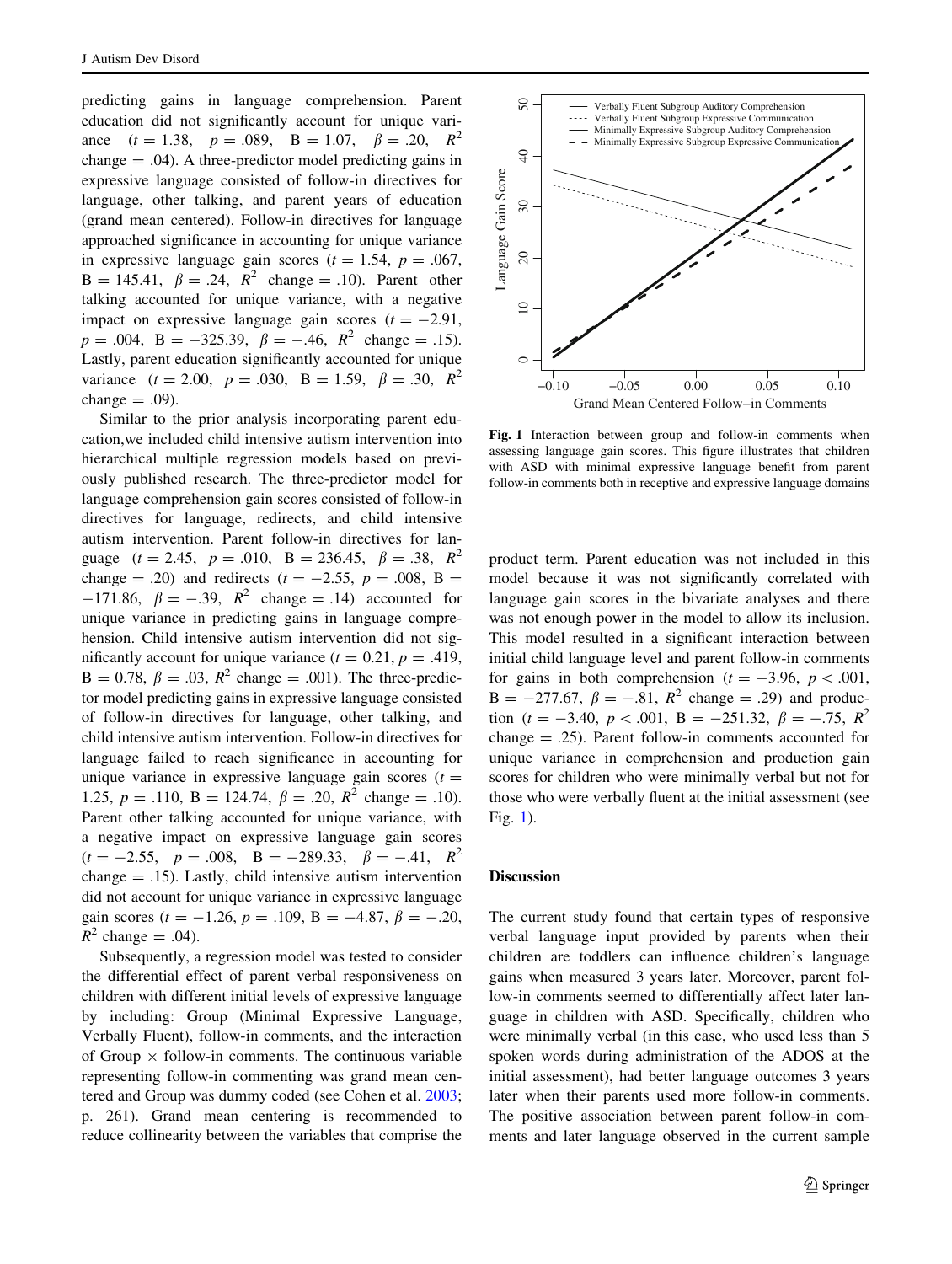predicting gains in language comprehension. Parent education did not significantly account for unique variance ($t = 1.38$, $p = .089$, $B = 1.07$, $\beta = .20$, $R^2$ change $= .04$). A three-predictor model predicting gains in expressive language consisted of follow-in directives for language, other talking, and parent years of education (grand mean centered). Follow-in directives for language approached significance in accounting for unique variance in expressive language gain scores ($t = 1.54$, $p = .067$, $B = 145.41$, $\beta = .24$, $R^2$ change $= .10$). Parent other talking accounted for unique variance, with a negative impact on expressive language gain scores ($t = -2.91$, $p = .004$, $B = -325.39$, $\beta = -.46$, $R^2$ change $= .15$). Lastly, parent education significantly accounted for unique variance ($t = 2.00$, $p = .030$, $B = 1.59$, $\beta = .30$, $R^2$ change $= .09$).

Similar to the prior analysis incorporating parent education,we included child intensive autism intervention into hierarchical multiple regression models based on previously published research. The three-predictor model for language comprehension gain scores consisted of follow-in directives for language, redirects, and child intensive autism intervention. Parent follow-in directives for language ($t = 2.45$, $p = .010$, $B = 236.45$, $\beta = .38$, $R^2$ change $= .20$) and redirects ($t = -2.55$, $p = .008$, $B = -171.86$, $\beta = -.39$, $R^2$ change $= .14$) accounted for unique variance in predicting gains in language comprehension. Child intensive autism intervention did not significantly account for unique variance ($t = 0.21$, $p = .419$, $B = 0.78$, $\beta = .03$, $R^2$ change $= .001$). The three-predictor model predicting gains in expressive language consisted of follow-in directives for language, other talking, and child intensive autism intervention. Follow-in directives for language failed to reach significance in accounting for unique variance in expressive language gain scores ($t = 1.25$, $p = .110$, $B = 124.74$, $\beta = .20$, $R^2$ change $= .10$). Parent other talking accounted for unique variance, with a negative impact on expressive language gain scores ($t = -2.55$, $p = .008$, $B = -289.33$, $\beta = -.41$, $R^2$ change $= .15$). Lastly, child intensive autism intervention did not account for unique variance in expressive language gain scores ($t = -1.26$, $p = .109$, $B = -4.87$, $\beta = -.20$, $R^2$ change $= .04$).

Subsequently, a regression model was tested to consider the differential effect of parent verbal responsiveness on children with different initial levels of expressive language by including: Group (Minimal Expressive Language, Verbally Fluent), follow-in comments, and the interaction of Group × follow-in comments. The continuous variable representing follow-in commenting was grand mean centered and Group was dummy coded (see Cohen et al. 2003; p. 261). Grand mean centering is recommended to reduce collinearity between the variables that comprise the product term. Parent education was not included in this model because it was not significantly correlated with language gain scores in the bivariate analyses and there was not enough power in the model to allow its inclusion. This model resulted in a significant interaction between initial child language level and parent follow-in comments for gains in both comprehension ($t = -3.96$, $p < .001$, $B = -277.67$, $\beta = -.81$, $R^2$ change $= .29$) and production ($t = -3.40$, $p < .001$, $B = -251.32$, $\beta = -.75$, $R^2$ change $= .25$). Parent follow-in comments accounted for unique variance in comprehension and production gain scores for children who were minimally verbal but not for those who were verbally fluent at the initial assessment (see Fig. 1).

**Fig. 1** Interaction between group and follow-in comments when assessing language gain scores. This figure illustrates that children with ASD with minimal expressive language benefit from parent follow-in comments both in receptive and expressive language domains

## Discussion

The current study found that certain types of responsive verbal language input provided by parents when their children are toddlers can influence children's language gains when measured 3 years later. Moreover, parent follow-in comments seemed to differentially affect later language in children with ASD. Specifically, children who were minimally verbal (in this case, who used less than 5 spoken words during administration of the ADOS at the initial assessment), had better language outcomes 3 years later when their parents used more follow-in comments. The positive association between parent follow-in comments and later language observed in the current sample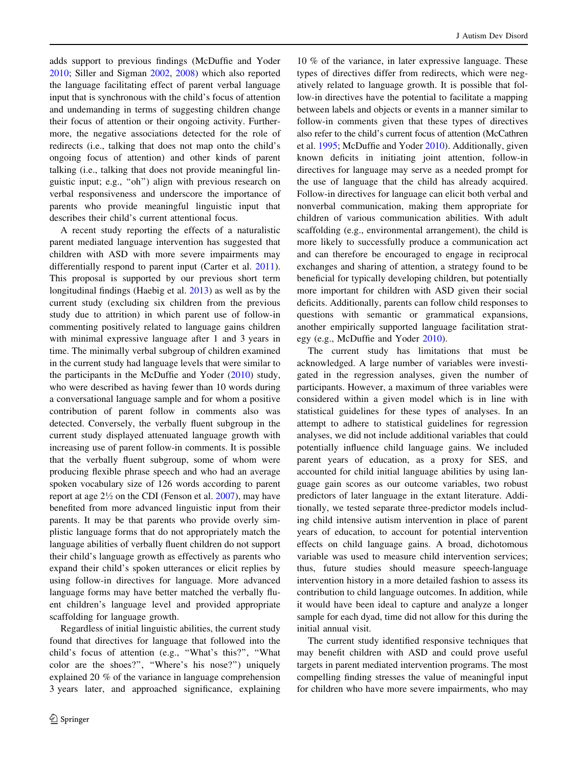adds support to previous findings (McDuffie and Yoder 2010; Siller and Sigman 2002, 2008) which also reported the language facilitating effect of parent verbal language input that is synchronous with the child's focus of attention and undemanding in terms of suggesting children change their focus of attention or their ongoing activity. Furthermore, the negative associations detected for the role of redirects (i.e., talking that does not map onto the child's ongoing focus of attention) and other kinds of parent talking (i.e., talking that does not provide meaningful linguistic input; e.g., "oh") align with previous research on verbal responsiveness and underscore the importance of parents who provide meaningful linguistic input that describes their child's current attentional focus.

A recent study reporting the effects of a naturalistic parent mediated language intervention has suggested that children with ASD with more severe impairments may differentially respond to parent input (Carter et al. 2011). This proposal is supported by our previous short term longitudinal findings (Haebig et al. 2013) as well as by the current study (excluding six children from the previous study due to attrition) in which parent use of follow-in commenting positively related to language gains children with minimal expressive language after 1 and 3 years in time. The minimally verbal subgroup of children examined in the current study had language levels that were similar to the participants in the McDuffie and Yoder (2010) study, who were described as having fewer than 10 words during a conversational language sample and for whom a positive contribution of parent follow in comments also was detected. Conversely, the verbally fluent subgroup in the current study displayed attenuated language growth with increasing use of parent follow-in comments. It is possible that the verbally fluent subgroup, some of whom were producing flexible phrase speech and who had an average spoken vocabulary size of 126 words according to parent report at age 2½ on the CDI (Fenson et al. 2007), may have benefited from more advanced linguistic input from their parents. It may be that parents who provide overly simplistic language forms that do not appropriately match the language abilities of verbally fluent children do not support their child's language growth as effectively as parents who expand their child's spoken utterances or elicit replies by using follow-in directives for language. More advanced language forms may have better matched the verbally fluent children's language level and provided appropriate scaffolding for language growth.

Regardless of initial linguistic abilities, the current study found that directives for language that followed into the child's focus of attention (e.g., "What's this?", "What color are the shoes?", "Where's his nose?") uniquely explained 20 % of the variance in language comprehension 3 years later, and approached significance, explaining 10 % of the variance, in later expressive language. These types of directives differ from redirects, which were negatively related to language growth. It is possible that follow-in directives have the potential to facilitate a mapping between labels and objects or events in a manner similar to follow-in comments given that these types of directives also refer to the child's current focus of attention (McCathren et al. 1995; McDuffie and Yoder 2010). Additionally, given known deficits in initiating joint attention, follow-in directives for language may serve as a needed prompt for the use of language that the child has already acquired. Follow-in directives for language can elicit both verbal and nonverbal communication, making them appropriate for children of various communication abilities. With adult scaffolding (e.g., environmental arrangement), the child is more likely to successfully produce a communication act and can therefore be encouraged to engage in reciprocal exchanges and sharing of attention, a strategy found to be beneficial for typically developing children, but potentially more important for children with ASD given their social deficits. Additionally, parents can follow child responses to questions with semantic or grammatical expansions, another empirically supported language facilitation strategy (e.g., McDuffie and Yoder 2010).

The current study has limitations that must be acknowledged. A large number of variables were investigated in the regression analyses, given the number of participants. However, a maximum of three variables were considered within a given model which is in line with statistical guidelines for these types of analyses. In an attempt to adhere to statistical guidelines for regression analyses, we did not include additional variables that could potentially influence child language gains. We included parent years of education, as a proxy for SES, and accounted for child initial language abilities by using language gain scores as our outcome variables, two robust predictors of later language in the extant literature. Additionally, we tested separate three-predictor models including child intensive autism intervention in place of parent years of education, to account for potential intervention effects on child language gains. A broad, dichotomous variable was used to measure child intervention services; thus, future studies should measure speech-language intervention history in a more detailed fashion to assess its contribution to child language outcomes. In addition, while it would have been ideal to capture and analyze a longer sample for each dyad, time did not allow for this during the initial annual visit.

The current study identified responsive techniques that may benefit children with ASD and could prove useful targets in parent mediated intervention programs. The most compelling finding stresses the value of meaningful input for children who have more severe impairments, who may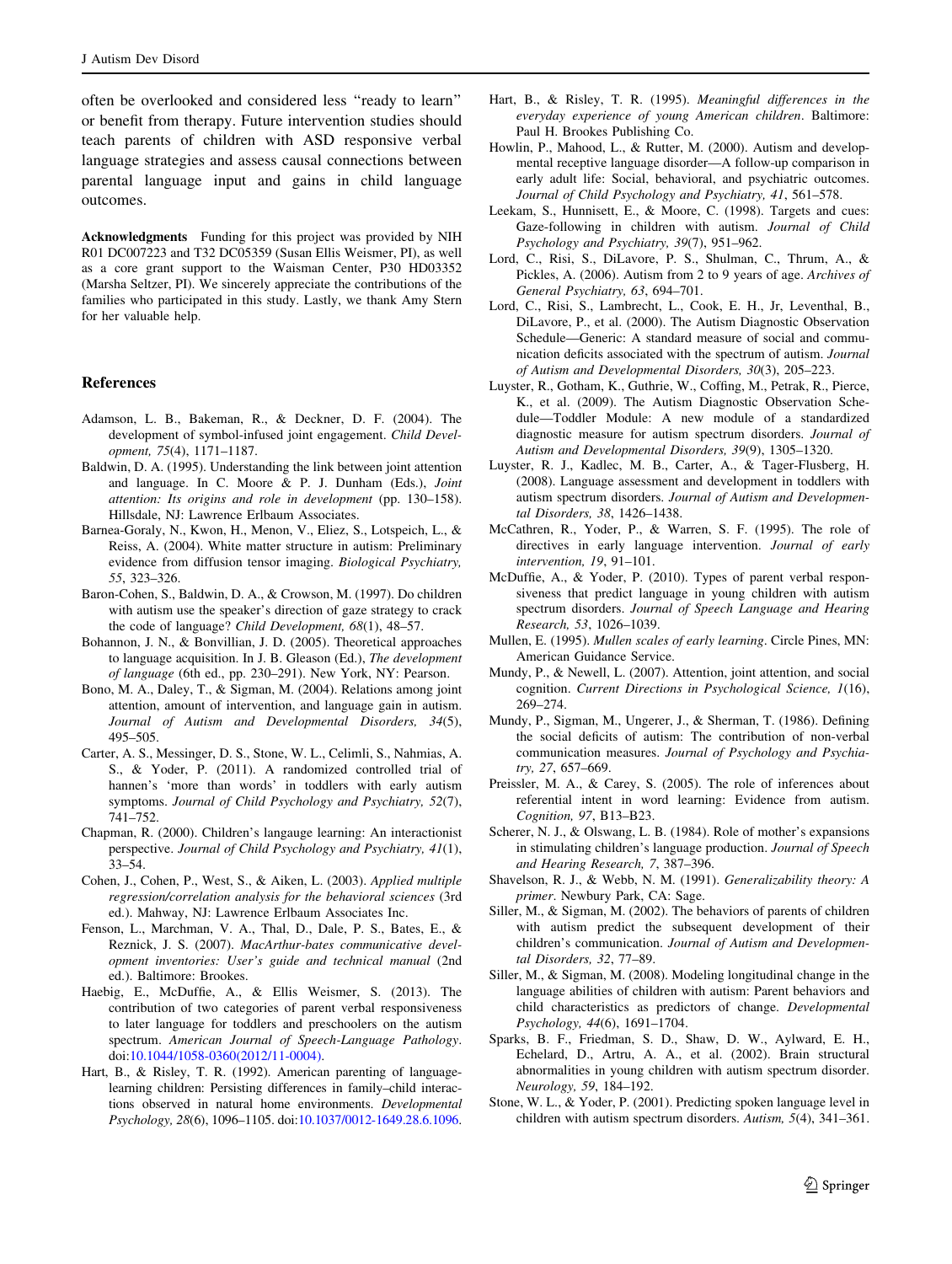often be overlooked and considered less "ready to learn" or benefit from therapy. Future intervention studies should teach parents of children with ASD responsive verbal language strategies and assess causal connections between parental language input and gains in child language outcomes.

**Acknowledgments** Funding for this project was provided by NIH R01 DC007223 and T32 DC05359 (Susan Ellis Weismer, PI), as well as a core grant support to the Waisman Center, P30 HD03352 (Marsha Seltzer, PI). We sincerely appreciate the contributions of the families who participated in this study. Lastly, we thank Amy Stern for her valuable help.

## References

Adamson, L. B., Bakeman, R., & Deckner, D. F. (2004). The development of symbol-infused joint engagement. *Child Development, 75*(4), 1171–1187.

Baldwin, D. A. (1995). Understanding the link between joint attention and language. In C. Moore & P. J. Dunham (Eds.), *Joint attention: Its origins and role in development* (pp. 130–158). Hillsdale, NJ: Lawrence Erlbaum Associates.

Barnea-Goraly, N., Kwon, H., Menon, V., Eliez, S., Lotspeich, L., & Reiss, A. (2004). White matter structure in autism: Preliminary evidence from diffusion tensor imaging. *Biological Psychiatry, 55*, 323–326.

Baron-Cohen, S., Baldwin, D. A., & Crowson, M. (1997). Do children with autism use the speaker's direction of gaze strategy to crack the code of language? *Child Development, 68*(1), 48–57.

Bohannon, J. N., & Bonvillian, J. D. (2005). Theoretical approaches to language acquisition. In J. B. Gleason (Ed.), *The development of language* (6th ed., pp. 230–291). New York, NY: Pearson.

Bono, M. A., Daley, T., & Sigman, M. (2004). Relations among joint attention, amount of intervention, and language gain in autism. *Journal of Autism and Developmental Disorders, 34*(5), 495–505.

Carter, A. S., Messinger, D. S., Stone, W. L., Celimli, S., Nahmias, A. S., & Yoder, P. (2011). A randomized controlled trial of hannen's 'more than words' in toddlers with early autism symptoms. *Journal of Child Psychology and Psychiatry, 52*(7), 741–752.

Chapman, R. (2000). Children's langauge learning: An interactionist perspective. *Journal of Child Psychology and Psychiatry, 41*(1), 33–54.

Cohen, J., Cohen, P., West, S., & Aiken, L. (2003). *Applied multiple regression/correlation analysis for the behavioral sciences* (3rd ed.). Mahway, NJ: Lawrence Erlbaum Associates Inc.

Fenson, L., Marchman, V. A., Thal, D., Dale, P. S., Bates, E., & Reznick, J. S. (2007). *MacArthur-bates communicative development inventories: User's guide and technical manual* (2nd ed.). Baltimore: Brookes.

Haebig, E., McDuffie, A., & Ellis Weismer, S. (2013). The contribution of two categories of parent verbal responsiveness to later language for toddlers and preschoolers on the autism spectrum. *American Journal of Speech-Language Pathology*. doi:10.1044/1058-0360(2012/11-0004).

Hart, B., & Risley, T. R. (1992). American parenting of language-learning children: Persisting differences in family–child interactions observed in natural home environments. *Developmental Psychology, 28*(6), 1096–1105. doi:10.1037/0012-1649.28.6.1096.

Hart, B., & Risley, T. R. (1995). *Meaningful differences in the everyday experience of young American children*. Baltimore: Paul H. Brookes Publishing Co.

Howlin, P., Mahood, L., & Rutter, M. (2000). Autism and developmental receptive language disorder—A follow-up comparison in early adult life: Social, behavioral, and psychiatric outcomes. *Journal of Child Psychology and Psychiatry, 41*, 561–578.

Leekam, S., Hunnisett, E., & Moore, C. (1998). Targets and cues: Gaze-following in children with autism. *Journal of Child Psychology and Psychiatry, 39*(7), 951–962.

Lord, C., Risi, S., DiLavore, P. S., Shulman, C., Thrum, A., & Pickles, A. (2006). Autism from 2 to 9 years of age. *Archives of General Psychiatry, 63*, 694–701.

Lord, C., Risi, S., Lambrecht, L., Cook, E. H., Jr, Leventhal, B., DiLavore, P., et al. (2000). The Autism Diagnostic Observation Schedule—Generic: A standard measure of social and communication deficits associated with the spectrum of autism. *Journal of Autism and Developmental Disorders, 30*(3), 205–223.

Luyster, R., Gotham, K., Guthrie, W., Coffing, M., Petrak, R., Pierce, K., et al. (2009). The Autism Diagnostic Observation Schedule—Toddler Module: A new module of a standardized diagnostic measure for autism spectrum disorders. *Journal of Autism and Developmental Disorders, 39*(9), 1305–1320.

Luyster, R. J., Kadlec, M. B., Carter, A., & Tager-Flusberg, H. (2008). Language assessment and development in toddlers with autism spectrum disorders. *Journal of Autism and Developmental Disorders, 38*, 1426–1438.

McCathren, R., Yoder, P., & Warren, S. F. (1995). The role of directives in early language intervention. *Journal of early intervention, 19*, 91–101.

McDuffie, A., & Yoder, P. (2010). Types of parent verbal responsiveness that predict language in young children with autism spectrum disorders. *Journal of Speech Language and Hearing Research, 53*, 1026–1039.

Mullen, E. (1995). *Mullen scales of early learning*. Circle Pines, MN: American Guidance Service.

Mundy, P., & Newell, L. (2007). Attention, joint attention, and social cognition. *Current Directions in Psychological Science, 1*(16), 269–274.

Mundy, P., Sigman, M., Ungerer, J., & Sherman, T. (1986). Defining the social deficits of autism: The contribution of non-verbal communication measures. *Journal of Psychology and Psychiatry, 27*, 657–669.

Preissler, M. A., & Carey, S. (2005). The role of inferences about referential intent in word learning: Evidence from autism. *Cognition, 97*, B13–B23.

Scherer, N. J., & Olswang, L. B. (1984). Role of mother's expansions in stimulating children's language production. *Journal of Speech and Hearing Research, 7*, 387–396.

Shavelson, R. J., & Webb, N. M. (1991). *Generalizability theory: A primer*. Newbury Park, CA: Sage.

Siller, M., & Sigman, M. (2002). The behaviors of parents of children with autism predict the subsequent development of their children's communication. *Journal of Autism and Developmental Disorders, 32*, 77–89.

Siller, M., & Sigman, M. (2008). Modeling longitudinal change in the language abilities of children with autism: Parent behaviors and child characteristics as predictors of change. *Developmental Psychology, 44*(6), 1691–1704.

Sparks, B. F., Friedman, S. D., Shaw, D. W., Aylward, E. H., Echelard, D., Artru, A. A., et al. (2002). Brain structural abnormalities in young children with autism spectrum disorder. *Neurology, 59*, 184–192.

Stone, W. L., & Yoder, P. (2001). Predicting spoken language level in children with autism spectrum disorders. *Autism, 5*(4), 341–361.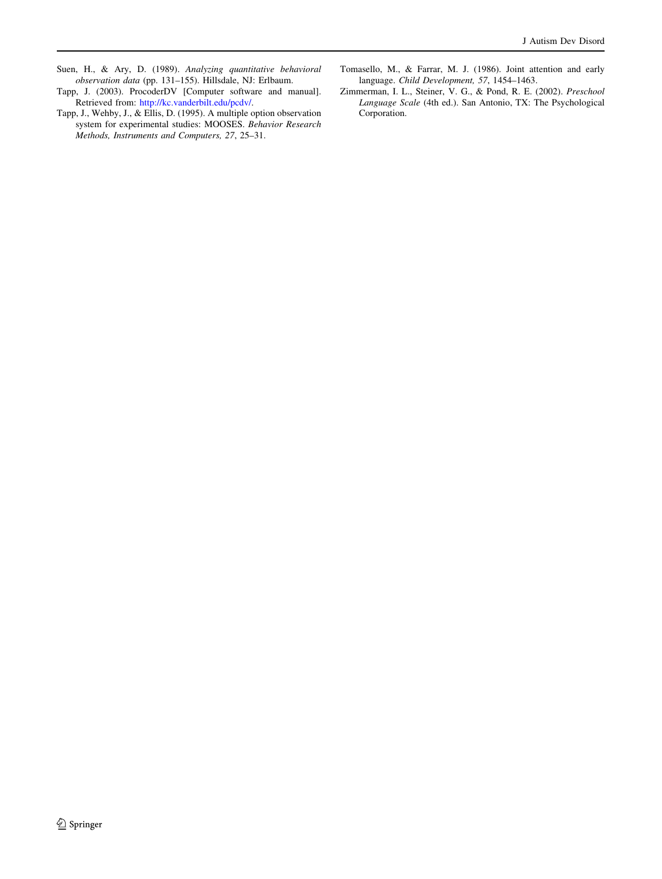Suen, H., & Ary, D. (1989). *Analyzing quantitative behavioral observation data* (pp. 131–155). Hillsdale, NJ: Erlbaum.

Tapp, J. (2003). ProcoderDV [Computer software and manual]. Retrieved from: http://kc.vanderbilt.edu/pcdv/.

Tapp, J., Wehby, J., & Ellis, D. (1995). A multiple option observation system for experimental studies: MOOSES. *Behavior Research Methods, Instruments and Computers, 27*, 25–31.

Tomasello, M., & Farrar, M. J. (1986). Joint attention and early language. *Child Development, 57*, 1454–1463.

Zimmerman, I. L., Steiner, V. G., & Pond, R. E. (2002). *Preschool Language Scale* (4th ed.). San Antonio, TX: The Psychological Corporation.